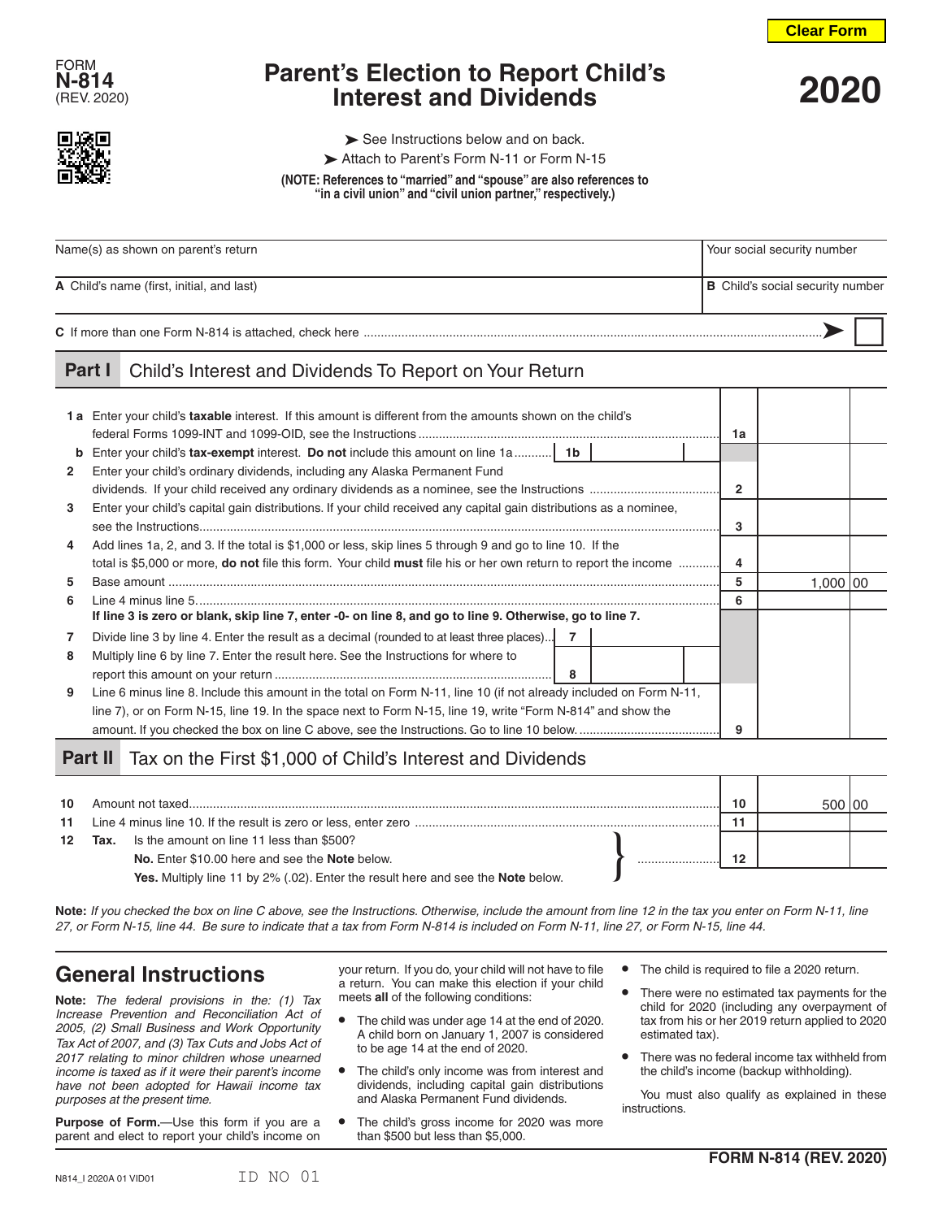FORM **N-814** (REV. 2020)

# Parent's Election to Report Child's Interest and Dividends

# 2020

➤ See Instructions below and on back.

➤ Attach to Parent's Form N-11 or Form N-15

**(NOTE: References to "married" and "spouse" are also references to "in a civil union" and "civil union partner," respectively.)**

| Name(s) as shown on parent's return | Your social security number |
|---|---|
| **A** Child's name (first, initial, and last) | **B** Child's social security number |

**C** If more than one Form N-814 is attached, check here ➤ ☐

## Part I Child's Interest and Dividends To Report on Your Return

| Line | Description | | | Line | Amount |
|---|---|---|---|---|---|
| **1 a** | Enter your child's **taxable** interest. If this amount is different from the amounts shown on the child's federal Forms 1099-INT and 1099-OID, see the Instructions | | | 1a | |
| **b** | Enter your child's **tax-exempt** interest. **Do not** include this amount on line 1a | 1b | | | |
| **2** | Enter your child's ordinary dividends, including any Alaska Permanent Fund dividends. If your child received any ordinary dividends as a nominee, see the Instructions | | | 2 | |
| **3** | Enter your child's capital gain distributions. If your child received any capital gain distributions as a nominee, see the Instructions | | | 3 | |
| **4** | Add lines 1a, 2, and 3. If the total is $1,000 or less, skip lines 5 through 9 and go to line 10. If the total is $5,000 or more, **do not** file this form. Your child **must** file his or her own return to report the income | | | 4 | |
| **5** | Base amount | | | 5 | 1,000 00 |
| **6** | Line 4 minus line 5. **If line 3 is zero or blank, skip line 7, enter -0- on line 8, and go to line 9. Otherwise, go to line 7.** | | | 6 | |
| **7** | Divide line 3 by line 4. Enter the result as a decimal (rounded to at least three places) | 7 | | | |
| **8** | Multiply line 6 by line 7. Enter the result here. See the Instructions for where to report this amount on your return | 8 | | | |
| **9** | Line 6 minus line 8. Include this amount in the total on Form N-11, line 10 (if not already included on Form N-11, line 7), or on Form N-15, line 19. In the space next to Form N-15, line 19, write "Form N-814" and show the amount. If you checked the box on line C above, see the Instructions. Go to line 10 below. | | | 9 | |

## Part II Tax on the First $1,000 of Child's Interest and Dividends

| Line | Description | Line | Amount |
|---|---|---|---|
| **10** | Amount not taxed | 10 | 500 00 |
| **11** | Line 4 minus line 10. If the result is zero or less, enter zero | 11 | |
| **12** | **Tax.** Is the amount on line 11 less than $500? **No.** Enter $10.00 here and see the **Note** below. **Yes.** Multiply line 11 by 2% (.02). Enter the result here and see the **Note** below. | 12 | |

**Note:** *If you checked the box on line C above, see the Instructions. Otherwise, include the amount from line 12 in the tax you enter on Form N-11, line 27, or Form N-15, line 44. Be sure to indicate that a tax from Form N-814 is included on Form N-11, line 27, or Form N-15, line 44.*

## General Instructions

**Note:** *The federal provisions in the: (1) Tax Increase Prevention and Reconciliation Act of 2005, (2) Small Business and Work Opportunity Tax Act of 2007, and (3) Tax Cuts and Jobs Act of 2017 relating to minor children whose unearned income is taxed as if it were their parent's income have not been adopted for Hawaii income tax purposes at the present time.*

**Purpose of Form.**—Use this form if you are a parent and elect to report your child's income on your return. If you do, your child will not have to file a return. You can make this election if your child meets **all** of the following conditions:

- The child was under age 14 at the end of 2020. A child born on January 1, 2007 is considered to be age 14 at the end of 2020.
- The child's only income was from interest and dividends, including capital gain distributions and Alaska Permanent Fund dividends.
- The child's gross income for 2020 was more than $500 but less than $5,000.
- The child is required to file a 2020 return.
- There were no estimated tax payments for the child for 2020 (including any overpayment of tax from his or her 2019 return applied to 2020 estimated tax).
- There was no federal income tax withheld from the child's income (backup withholding).

You must also qualify as explained in these instructions.

FORM N-814 (REV. 2020)

N814_I 2020A 01 VID01 ID NO 01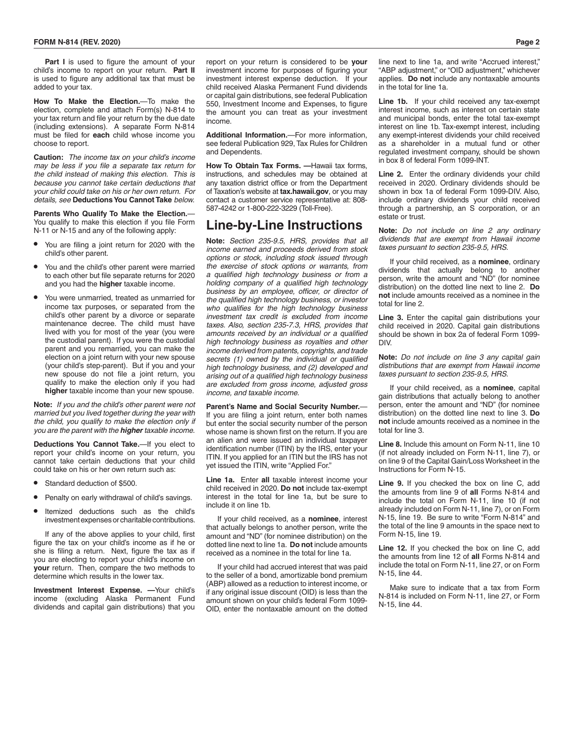**Part I** is used to figure the amount of your child's income to report on your return. **Part II** is used to figure any additional tax that must be added to your tax.

**How To Make the Election.**—To make the election, complete and attach Form(s) N-814 to your tax return and file your return by the due date (including extensions). A separate Form N-814 must be filed for **each** child whose income you choose to report.

**Caution:** *The income tax on your child's income may be less if you file a separate tax return for the child instead of making this election. This is because you cannot take certain deductions that your child could take on his or her own return. For details, see* **Deductions You Cannot Take** *below.*

**Parents Who Qualify To Make the Election.**—You qualify to make this election if you file Form N-11 or N-15 and any of the following apply:

- You are filing a joint return for 2020 with the child's other parent.
- You and the child's other parent were married to each other but file separate returns for 2020 and you had the **higher** taxable income.
- You were unmarried, treated as unmarried for income tax purposes, or separated from the child's other parent by a divorce or separate maintenance decree. The child must have lived with you for most of the year (you were the custodial parent). If you were the custodial parent and you remarried, you can make the election on a joint return with your new spouse (your child's step-parent). But if you and your new spouse do not file a joint return, you qualify to make the election only if you had **higher** taxable income than your new spouse.

**Note:** *If you and the child's other parent were not married but you lived together during the year with the child, you qualify to make the election only if you are the parent with the* ***higher*** *taxable income.*

**Deductions You Cannot Take.**—If you elect to report your child's income on your return, you cannot take certain deductions that your child could take on his or her own return such as:

- Standard deduction of $500.
- Penalty on early withdrawal of child's savings.
- Itemized deductions such as the child's investment expenses or charitable contributions.

If any of the above applies to your child, first figure the tax on your child's income as if he or she is filing a return. Next, figure the tax as if you are electing to report your child's income on **your** return. Then, compare the two methods to determine which results in the lower tax.

**Investment Interest Expense. —**Your child's income (excluding Alaska Permanent Fund dividends and capital gain distributions) that you report on your return is considered to be **your** investment income for purposes of figuring your investment interest expense deduction. If your child received Alaska Permanent Fund dividends or capital gain distributions, see federal Publication 550, Investment Income and Expenses, to figure the amount you can treat as your investment income.

**Additional Information.**—For more information, see federal Publication 929, Tax Rules for Children and Dependents.

**How To Obtain Tax Forms. —**Hawaii tax forms, instructions, and schedules may be obtained at any taxation district office or from the Department of Taxation's website at **tax.hawaii.gov**, or you may contact a customer service representative at: 808-587-4242 or 1-800-222-3229 (Toll-Free).

## Line-by-Line Instructions

**Note:** *Section 235-9.5, HRS, provides that all income earned and proceeds derived from stock options or stock, including stock issued through the exercise of stock options or warrants, from a qualified high technology business or from a holding company of a qualified high technology business by an employee, officer, or director of the qualified high technology business, or investor who qualifies for the high technology business investment tax credit is excluded from income taxes. Also, section 235-7.3, HRS, provides that amounts received by an individual or a qualified high technology business as royalties and other income derived from patents, copyrights, and trade secrets (1) owned by the individual or qualified high technology business, and (2) developed and arising out of a qualified high technology business are excluded from gross income, adjusted gross income, and taxable income.*

**Parent's Name and Social Security Number.**—If you are filing a joint return, enter both names but enter the social security number of the person whose name is shown first on the return. If you are an alien and were issued an individual taxpayer identification number (ITIN) by the IRS, enter your ITIN. If you applied for an ITIN but the IRS has not yet issued the ITIN, write "Applied For."

**Line 1a.** Enter **all** taxable interest income your child received in 2020. **Do not** include tax-exempt interest in the total for line 1a, but be sure to include it on line 1b.

If your child received, as a **nominee**, interest that actually belongs to another person, write the amount and "ND" (for nominee distribution) on the dotted line next to line 1a. **Do not** include amounts received as a nominee in the total for line 1a.

If your child had accrued interest that was paid to the seller of a bond, amortizable bond premium (ABP) allowed as a reduction to interest income, or if any original issue discount (OID) is less than the amount shown on your child's federal Form 1099-OID, enter the nontaxable amount on the dotted line next to line 1a, and write "Accrued interest," "ABP adjustment," or "OID adjustment," whichever applies. **Do not** include any nontaxable amounts in the total for line 1a.

**Line 1b.** If your child received any tax-exempt interest income, such as interest on certain state and municipal bonds, enter the total tax-exempt interest on line 1b. Tax-exempt interest, including any exempt-interest dividends your child received as a shareholder in a mutual fund or other regulated investment company, should be shown in box 8 of federal Form 1099-INT.

**Line 2.** Enter the ordinary dividends your child received in 2020. Ordinary dividends should be shown in box 1a of federal Form 1099-DIV. Also, include ordinary dividends your child received through a partnership, an S corporation, or an estate or trust.

**Note:** *Do not include on line 2 any ordinary dividends that are exempt from Hawaii income taxes pursuant to section 235-9.5, HRS.*

If your child received, as a **nominee**, ordinary dividends that actually belong to another person, write the amount and "ND" (for nominee distribution) on the dotted line next to line 2. **Do not** include amounts received as a nominee in the total for line 2.

**Line 3.** Enter the capital gain distributions your child received in 2020. Capital gain distributions should be shown in box 2a of federal Form 1099-DIV.

**Note:** *Do not include on line 3 any capital gain distributions that are exempt from Hawaii income taxes pursuant to section 235-9.5, HRS.*

If your child received, as a **nominee**, capital gain distributions that actually belong to another person, enter the amount and "ND" (for nominee distribution) on the dotted line next to line 3. **Do not** include amounts received as a nominee in the total for line 3.

**Line 8.** Include this amount on Form N-11, line 10 (if not already included on Form N-11, line 7), or on line 9 of the Capital Gain/Loss Worksheet in the Instructions for Form N-15.

**Line 9.** If you checked the box on line C, add the amounts from line 9 of **all** Forms N-814 and include the total on Form N-11, line 10 (if not already included on Form N-11, line 7), or on Form N-15, line 19. Be sure to write "Form N-814" and the total of the line 9 amounts in the space next to Form N-15, line 19.

**Line 12.** If you checked the box on line C, add the amounts from line 12 of **all** Forms N-814 and include the total on Form N-11, line 27, or on Form N-15, line 44.

Make sure to indicate that a tax from Form N-814 is included on Form N-11, line 27, or Form N-15, line 44.